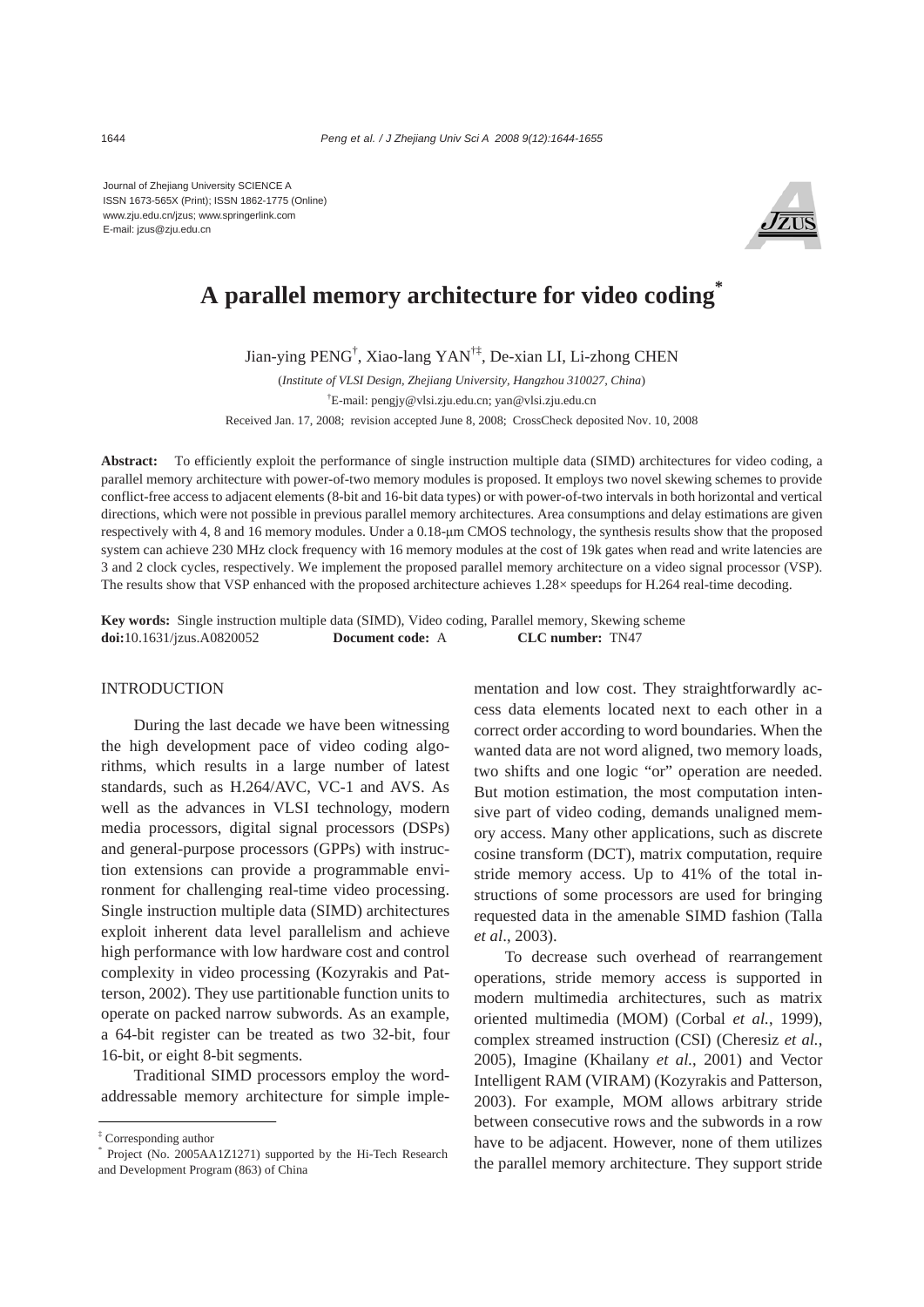Journal of Zhejiang University SCIENCE A
ISSN 1673-565X (Print); ISSN 1862-1775 (Online)
www.zju.edu.cn/jzus; www.springerlink.com
E-mail: jzus@zju.edu.cn

# A parallel memory architecture for video coding*

Jian-ying PENG†, Xiao-lang YAN†‡, De-xian LI, Li-zhong CHEN

(*Institute of VLSI Design, Zhejiang University, Hangzhou 310027, China*)

†E-mail: pengjy@vlsi.zju.edu.cn; yan@vlsi.zju.edu.cn

Received Jan. 17, 2008; revision accepted June 8, 2008; CrossCheck deposited Nov. 10, 2008

**Abstract:** To efficiently exploit the performance of single instruction multiple data (SIMD) architectures for video coding, a parallel memory architecture with power-of-two memory modules is proposed. It employs two novel skewing schemes to provide conflict-free access to adjacent elements (8-bit and 16-bit data types) or with power-of-two intervals in both horizontal and vertical directions, which were not possible in previous parallel memory architectures. Area consumptions and delay estimations are given respectively with 4, 8 and 16 memory modules. Under a 0.18-μm CMOS technology, the synthesis results show that the proposed system can achieve 230 MHz clock frequency with 16 memory modules at the cost of 19k gates when read and write latencies are 3 and 2 clock cycles, respectively. We implement the proposed parallel memory architecture on a video signal processor (VSP). The results show that VSP enhanced with the proposed architecture achieves 1.28× speedups for H.264 real-time decoding.

**Key words:** Single instruction multiple data (SIMD), Video coding, Parallel memory, Skewing scheme
**doi:**10.1631/jzus.A0820052 **Document code:** A **CLC number:** TN47

## INTRODUCTION

During the last decade we have been witnessing the high development pace of video coding algorithms, which results in a large number of latest standards, such as H.264/AVC, VC-1 and AVS. As well as the advances in VLSI technology, modern media processors, digital signal processors (DSPs) and general-purpose processors (GPPs) with instruction extensions can provide a programmable environment for challenging real-time video processing. Single instruction multiple data (SIMD) architectures exploit inherent data level parallelism and achieve high performance with low hardware cost and control complexity in video processing (Kozyrakis and Patterson, 2002). They use partitionable function units to operate on packed narrow subwords. As an example, a 64-bit register can be treated as two 32-bit, four 16-bit, or eight 8-bit segments.

Traditional SIMD processors employ the word-addressable memory architecture for simple implementation and low cost. They straightforwardly access data elements located next to each other in a correct order according to word boundaries. When the wanted data are not word aligned, two memory loads, two shifts and one logic "or" operation are needed. But motion estimation, the most computation intensive part of video coding, demands unaligned memory access. Many other applications, such as discrete cosine transform (DCT), matrix computation, require stride memory access. Up to 41% of the total instructions of some processors are used for bringing requested data in the amenable SIMD fashion (Talla *et al*., 2003).

To decrease such overhead of rearrangement operations, stride memory access is supported in modern multimedia architectures, such as matrix oriented multimedia (MOM) (Corbal *et al.*, 1999), complex streamed instruction (CSI) (Cheresiz *et al.*, 2005), Imagine (Khailany *et al.*, 2001) and Vector Intelligent RAM (VIRAM) (Kozyrakis and Patterson, 2003). For example, MOM allows arbitrary stride between consecutive rows and the subwords in a row have to be adjacent. However, none of them utilizes the parallel memory architecture. They support stride

‡ Corresponding author
\* Project (No. 2005AA1Z1271) supported by the Hi-Tech Research and Development Program (863) of China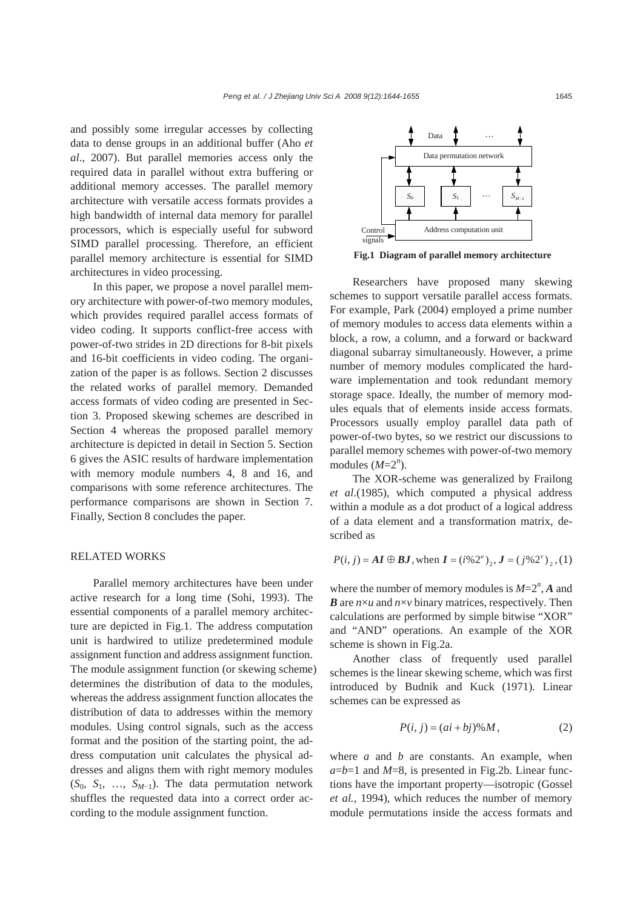and possibly some irregular accesses by collecting data to dense groups in an additional buffer (Aho *et al*., 2007). But parallel memories access only the required data in parallel without extra buffering or additional memory accesses. The parallel memory architecture with versatile access formats provides a high bandwidth of internal data memory for parallel processors, which is especially useful for subword SIMD parallel processing. Therefore, an efficient parallel memory architecture is essential for SIMD architectures in video processing.

In this paper, we propose a novel parallel memory architecture with power-of-two memory modules, which provides required parallel access formats of video coding. It supports conflict-free access with power-of-two strides in 2D directions for 8-bit pixels and 16-bit coefficients in video coding. The organization of the paper is as follows. Section 2 discusses the related works of parallel memory. Demanded access formats of video coding are presented in Section 3. Proposed skewing schemes are described in Section 4 whereas the proposed parallel memory architecture is depicted in detail in Section 5. Section 6 gives the ASIC results of hardware implementation with memory module numbers 4, 8 and 16, and comparisons with some reference architectures. The performance comparisons are shown in Section 7. Finally, Section 8 concludes the paper.

## RELATED WORKS

Parallel memory architectures have been under active research for a long time (Sohi, 1993). The essential components of a parallel memory architecture are depicted in Fig.1. The address computation unit is hardwired to utilize predetermined module assignment function and address assignment function. The module assignment function (or skewing scheme) determines the distribution of data to the modules, whereas the address assignment function allocates the distribution of data to addresses within the memory modules. Using control signals, such as the access format and the position of the starting point, the address computation unit calculates the physical addresses and aligns them with right memory modules ($S_0$, $S_1$, …, $S_{M-1}$). The data permutation network shuffles the requested data into a correct order according to the module assignment function.

Data … Data permutation network $S_0$ $S_1$ … $S_{M-1}$ Control signals Address computation unit

**Fig.1 Diagram of parallel memory architecture**

Researchers have proposed many skewing schemes to support versatile parallel access formats. For example, Park (2004) employed a prime number of memory modules to access data elements within a block, a row, a column, and a forward or backward diagonal subarray simultaneously. However, a prime number of memory modules complicated the hardware implementation and took redundant memory storage space. Ideally, the number of memory modules equals that of elements inside access formats. Processors usually employ parallel data path of power-of-two bytes, so we restrict our discussions to parallel memory schemes with power-of-two memory modules ($M=2^n$).

The XOR-scheme was generalized by Frailong *et al*.(1985), which computed a physical address within a module as a dot product of a logical address of a data element and a transformation matrix, described as

$$P(i, j) = \boldsymbol{AI} \oplus \boldsymbol{BJ}, \text{when } \boldsymbol{I} = (i\%2^u)_2, \boldsymbol{J} = (j\%2^v)_2, \quad (1)$$

where the number of memory modules is $M=2^n$, $\boldsymbol{A}$ and $\boldsymbol{B}$ are $n\times u$ and $n\times v$ binary matrices, respectively. Then calculations are performed by simple bitwise "XOR" and "AND" operations. An example of the XOR scheme is shown in Fig.2a.

Another class of frequently used parallel schemes is the linear skewing scheme, which was first introduced by Budnik and Kuck (1971). Linear schemes can be expressed as

$$P(i, j) = (ai + bj)\%M, \quad (2)$$

where $a$ and $b$ are constants. An example, when $a=b=1$ and $M=8$, is presented in Fig.2b. Linear functions have the important property—isotropic (Gossel *et al.*, 1994), which reduces the number of memory module permutations inside the access formats and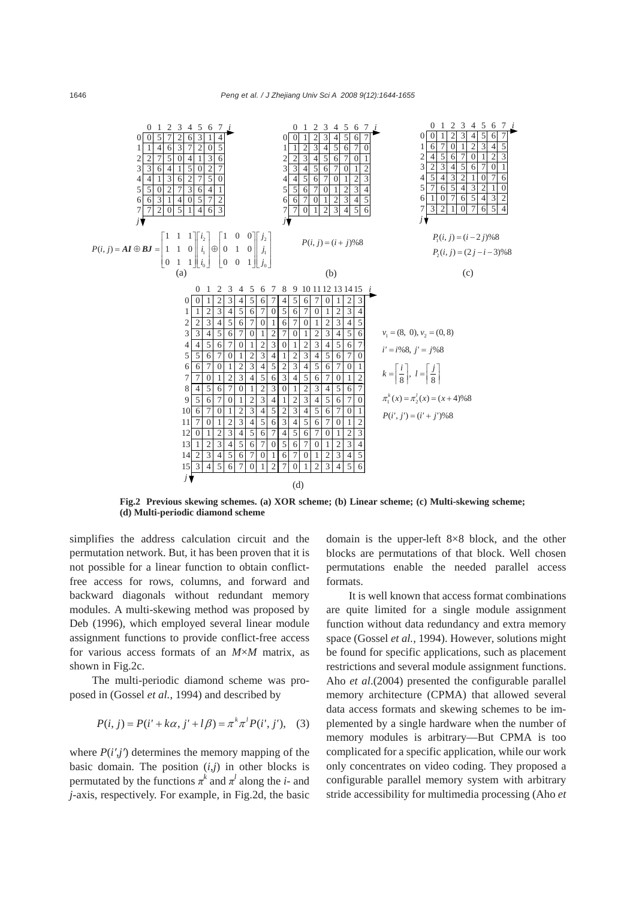(a) XOR scheme:

| j\i | 0 | 1 | 2 | 3 | 4 | 5 | 6 | 7 |
|---|---|---|---|---|---|---|---|---|
| 0 | 0 | 5 | 7 | 2 | 6 | 3 | 1 | 4 |
| 1 | 1 | 4 | 6 | 3 | 7 | 2 | 0 | 5 |
| 2 | 2 | 7 | 5 | 0 | 4 | 1 | 3 | 6 |
| 3 | 3 | 6 | 4 | 1 | 5 | 0 | 2 | 7 |
| 4 | 4 | 1 | 3 | 6 | 2 | 7 | 5 | 0 |
| 5 | 5 | 0 | 2 | 7 | 3 | 6 | 4 | 1 |
| 6 | 6 | 3 | 1 | 4 | 0 | 5 | 7 | 2 |
| 7 | 7 | 2 | 0 | 5 | 1 | 4 | 6 | 3 |

$$P(i,j)=\boldsymbol{AI}\oplus \boldsymbol{BJ}=\begin{bmatrix}1&1&1\\1&1&0\\0&1&1\end{bmatrix}\begin{bmatrix}i_2\\i_1\\i_0\end{bmatrix}\oplus\begin{bmatrix}1&0&0\\0&1&0\\0&0&1\end{bmatrix}\begin{bmatrix}j_2\\j_1\\j_0\end{bmatrix}$$

(b) Linear scheme:

| j\i | 0 | 1 | 2 | 3 | 4 | 5 | 6 | 7 |
|---|---|---|---|---|---|---|---|---|
| 0 | 0 | 1 | 2 | 3 | 4 | 5 | 6 | 7 |
| 1 | 1 | 2 | 3 | 4 | 5 | 6 | 7 | 0 |
| 2 | 2 | 3 | 4 | 5 | 6 | 7 | 0 | 1 |
| 3 | 3 | 4 | 5 | 6 | 7 | 0 | 1 | 2 |
| 4 | 4 | 5 | 6 | 7 | 0 | 1 | 2 | 3 |
| 5 | 5 | 6 | 7 | 0 | 1 | 2 | 3 | 4 |
| 6 | 6 | 7 | 0 | 1 | 2 | 3 | 4 | 5 |
| 7 | 7 | 0 | 1 | 2 | 3 | 4 | 5 | 6 |

$$P(i,j)=(i+j)\%8$$

(c) Multi-skewing scheme:

| j\i | 0 | 1 | 2 | 3 | 4 | 5 | 6 | 7 |
|---|---|---|---|---|---|---|---|---|
| 0 | 0 | 1 | 2 | 3 | 4 | 5 | 6 | 7 |
| 1 | 6 | 7 | 0 | 1 | 2 | 3 | 4 | 5 |
| 2 | 4 | 5 | 6 | 7 | 0 | 1 | 2 | 3 |
| 3 | 2 | 3 | 4 | 5 | 6 | 7 | 0 | 1 |
| 4 | 5 | 4 | 3 | 2 | 1 | 0 | 7 | 6 |
| 5 | 7 | 6 | 5 | 4 | 3 | 2 | 1 | 0 |
| 6 | 1 | 0 | 7 | 6 | 5 | 4 | 3 | 2 |
| 7 | 3 | 2 | 1 | 0 | 7 | 6 | 5 | 4 |

$$P_1(i,j)=(i-2j)\%8$$
$$P_2(i,j)=(2j-i-3)\%8$$

(d) Multi-periodic diamond scheme:

| j\i | 0 | 1 | 2 | 3 | 4 | 5 | 6 | 7 | 8 | 9 | 10 | 11 | 12 | 13 | 14 | 15 |
|---|---|---|---|---|---|---|---|---|---|---|---|---|---|---|---|---|
| 0 | 0 | 1 | 2 | 3 | 4 | 5 | 6 | 7 | 4 | 5 | 6 | 7 | 0 | 1 | 2 | 3 |
| 1 | 1 | 2 | 3 | 4 | 5 | 6 | 7 | 0 | 5 | 6 | 7 | 0 | 1 | 2 | 3 | 4 |
| 2 | 2 | 3 | 4 | 5 | 6 | 7 | 0 | 1 | 6 | 7 | 0 | 1 | 2 | 3 | 4 | 5 |
| 3 | 3 | 4 | 5 | 6 | 7 | 0 | 1 | 2 | 7 | 0 | 1 | 2 | 3 | 4 | 5 | 6 |
| 4 | 4 | 5 | 6 | 7 | 0 | 1 | 2 | 3 | 0 | 1 | 2 | 3 | 4 | 5 | 6 | 7 |
| 5 | 5 | 6 | 7 | 0 | 1 | 2 | 3 | 4 | 1 | 2 | 3 | 4 | 5 | 6 | 7 | 0 |
| 6 | 6 | 7 | 0 | 1 | 2 | 3 | 4 | 5 | 2 | 3 | 4 | 5 | 6 | 7 | 0 | 1 |
| 7 | 7 | 0 | 1 | 2 | 3 | 4 | 5 | 6 | 3 | 4 | 5 | 6 | 7 | 0 | 1 | 2 |
| 8 | 4 | 5 | 6 | 7 | 0 | 1 | 2 | 3 | 0 | 1 | 2 | 3 | 4 | 5 | 6 | 7 |
| 9 | 5 | 6 | 7 | 0 | 1 | 2 | 3 | 4 | 1 | 2 | 3 | 4 | 5 | 6 | 7 | 0 |
| 10 | 6 | 7 | 0 | 1 | 2 | 3 | 4 | 5 | 2 | 3 | 4 | 5 | 6 | 7 | 0 | 1 |
| 11 | 7 | 0 | 1 | 2 | 3 | 4 | 5 | 6 | 3 | 4 | 5 | 6 | 7 | 0 | 1 | 2 |
| 12 | 0 | 1 | 2 | 3 | 4 | 5 | 6 | 7 | 4 | 5 | 6 | 7 | 0 | 1 | 2 | 3 |
| 13 | 1 | 2 | 3 | 4 | 5 | 6 | 7 | 0 | 5 | 6 | 7 | 0 | 1 | 2 | 3 | 4 |
| 14 | 2 | 3 | 4 | 5 | 6 | 7 | 0 | 1 | 6 | 7 | 0 | 1 | 2 | 3 | 4 | 5 |
| 15 | 3 | 4 | 5 | 6 | 7 | 0 | 1 | 2 | 7 | 0 | 1 | 2 | 3 | 4 | 5 | 6 |

$$v_1=(8,\ 0),\ v_2=(0,8)$$
$$i'=i\%8,\ j'=j\%8$$
$$k=\left\lceil\frac{i}{8}\right\rceil,\ \ l=\left\lceil\frac{j}{8}\right\rceil$$
$$\pi_1^k(x)=\pi_2^l(x)=(x+4)\%8$$
$$P(i',j')=(i'+j')\%8$$

**Fig.2 Previous skewing schemes. (a) XOR scheme; (b) Linear scheme; (c) Multi-skewing scheme; (d) Multi-periodic diamond scheme**

simplifies the address calculation circuit and the permutation network. But, it has been proven that it is not possible for a linear function to obtain conflict-free access for rows, columns, and forward and backward diagonals without redundant memory modules. A multi-skewing method was proposed by Deb (1996), which employed several linear module assignment functions to provide conflict-free access for various access formats of an $M\times M$ matrix, as shown in Fig.2c.

The multi-periodic diamond scheme was proposed in (Gossel *et al.*, 1994) and described by

$$P(i,j)=P(i'+k\alpha,\ j'+l\beta)=\pi^k\pi^l P(i',j'),\quad (3)$$

where $P(i',j')$ determines the memory mapping of the basic domain. The position $(i,j)$ in other blocks is permutated by the functions $\pi^k$ and $\pi^l$ along the *i*- and *j*-axis, respectively. For example, in Fig.2d, the basic domain is the upper-left 8×8 block, and the other blocks are permutations of that block. Well chosen permutations enable the needed parallel access formats.

It is well known that access format combinations are quite limited for a single module assignment function without data redundancy and extra memory space (Gossel *et al.*, 1994). However, solutions might be found for specific applications, such as placement restrictions and several module assignment functions. Aho *et al*.(2004) presented the configurable parallel memory architecture (CPMA) that allowed several data access formats and skewing schemes to be implemented by a single hardware when the number of memory modules is arbitrary—But CPMA is too complicated for a specific application, while our work only concentrates on video coding. They proposed a configurable parallel memory system with arbitrary stride accessibility for multimedia processing (Aho *et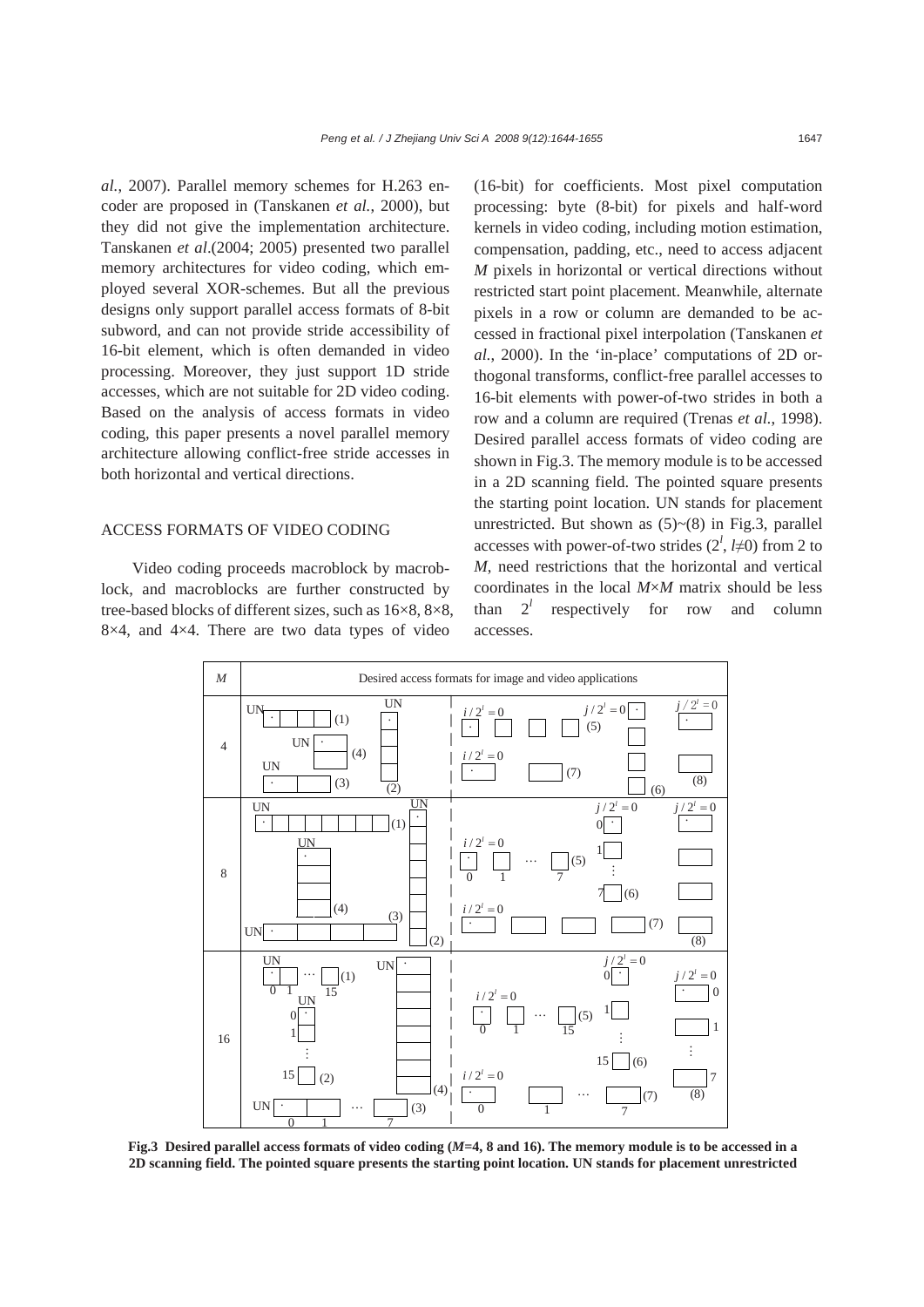al., 2007). Parallel memory schemes for H.263 encoder are proposed in (Tanskanen *et al.*, 2000), but they did not give the implementation architecture. Tanskanen *et al*.(2004; 2005) presented two parallel memory architectures for video coding, which employed several XOR-schemes. But all the previous designs only support parallel access formats of 8-bit subword, and can not provide stride accessibility of 16-bit element, which is often demanded in video processing. Moreover, they just support 1D stride accesses, which are not suitable for 2D video coding. Based on the analysis of access formats in video coding, this paper presents a novel parallel memory architecture allowing conflict-free stride accesses in both horizontal and vertical directions.

## ACCESS FORMATS OF VIDEO CODING

Video coding proceeds macroblock by macroblock, and macroblocks are further constructed by tree-based blocks of different sizes, such as 16×8, 8×8, 8×4, and 4×4. There are two data types of video processing: byte (8-bit) for pixels and half-word (16-bit) for coefficients. Most pixel computation kernels in video coding, including motion estimation, compensation, padding, etc., need to access adjacent *M* pixels in horizontal or vertical directions without restricted start point placement. Meanwhile, alternate pixels in a row or column are demanded to be accessed in fractional pixel interpolation (Tanskanen *et al.*, 2000). In the 'in-place' computations of 2D orthogonal transforms, conflict-free parallel accesses to 16-bit elements with power-of-two strides in both a row and a column are required (Trenas *et al.*, 1998). Desired parallel access formats of video coding are shown in Fig.3. The memory module is to be accessed in a 2D scanning field. The pointed square presents the starting point location. UN stands for placement unrestricted. But shown as (5)~(8) in Fig.3, parallel accesses with power-of-two strides ($2^l$, $l$≠0) from 2 to *M*, need restrictions that the horizontal and vertical coordinates in the local *M*×*M* matrix should be less than $2^l$ respectively for row and column accesses.

**Fig.3 Desired parallel access formats of video coding (*M*=4, 8 and 16). The memory module is to be accessed in a 2D scanning field. The pointed square presents the starting point location. UN stands for placement unrestricted**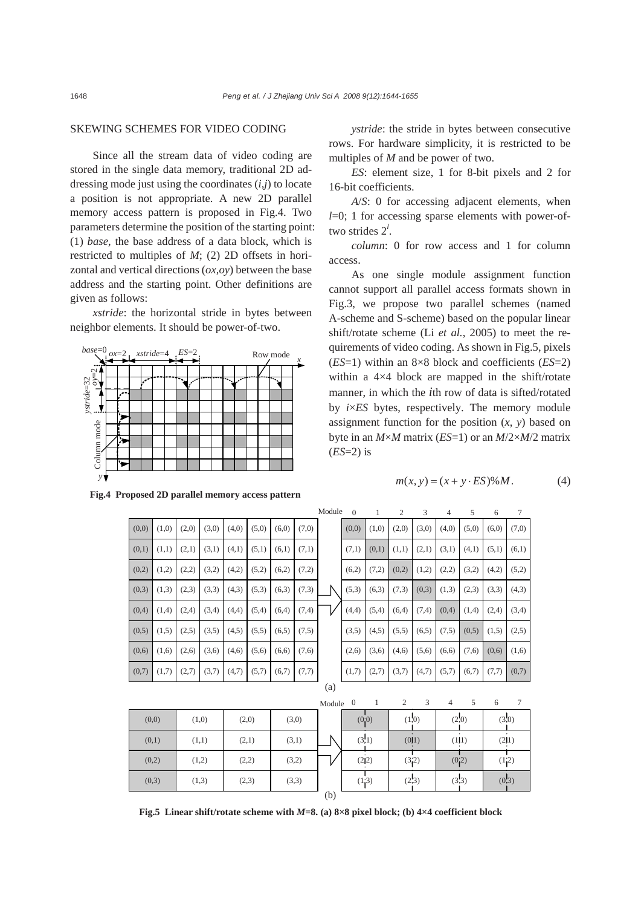## SKEWING SCHEMES FOR VIDEO CODING

Since all the stream data of video coding are stored in the single data memory, traditional 2D addressing mode just using the coordinates $(i,j)$ to locate a position is not appropriate. A new 2D parallel memory access pattern is proposed in Fig.4. Two parameters determine the position of the starting point: (1) *base*, the base address of a data block, which is restricted to multiples of $M$; (2) 2D offsets in horizontal and vertical directions $(ox,oy)$ between the base address and the starting point. Other definitions are given as follows:

*xstride*: the horizontal stride in bytes between neighbor elements. It should be power-of-two.

**Fig.4 Proposed 2D parallel memory access pattern**

*ystride*: the stride in bytes between consecutive rows. For hardware simplicity, it is restricted to be multiples of $M$ and be power of two.

*ES*: element size, 1 for 8-bit pixels and 2 for 16-bit coefficients.

*A*/*S*: 0 for accessing adjacent elements, when $l$=0; 1 for accessing sparse elements with power-of-two strides $2^l$.

*column*: 0 for row access and 1 for column access.

As one single module assignment function cannot support all parallel access formats shown in Fig.3, we propose two parallel schemes (named A-scheme and S-scheme) based on the popular linear shift/rotate scheme (Li *et al.*, 2005) to meet the requirements of video coding. As shown in Fig.5, pixels (*ES*=1) within an 8×8 block and coefficients (*ES*=2) within a 4×4 block are mapped in the shift/rotate manner, in which the *i*th row of data is sifted/rotated by $i×ES$ bytes, respectively. The memory module assignment function for the position $(x, y)$ based on byte in an $M×M$ matrix (*ES*=1) or an $M/2×M/2$ matrix (*ES*=2) is

$$m(x, y) = (x + y \cdot ES)\%M. \tag{4}$$

(a)

| (0,0) | (1,0) | (2,0) | (3,0) | (4,0) | (5,0) | (6,0) | (7,0) |
|---|---|---|---|---|---|---|---|
| (0,1) | (1,1) | (2,1) | (3,1) | (4,1) | (5,1) | (6,1) | (7,1) |
| (0,2) | (1,2) | (2,2) | (3,2) | (4,2) | (5,2) | (6,2) | (7,2) |
| (0,3) | (1,3) | (2,3) | (3,3) | (4,3) | (5,3) | (6,3) | (7,3) |
| (0,4) | (1,4) | (2,4) | (3,4) | (4,4) | (5,4) | (6,4) | (7,4) |
| (0,5) | (1,5) | (2,5) | (3,5) | (4,5) | (5,5) | (6,5) | (7,5) |
| (0,6) | (1,6) | (2,6) | (3,6) | (4,6) | (5,6) | (6,6) | (7,6) |
| (0,7) | (1,7) | (2,7) | (3,7) | (4,7) | (5,7) | (6,7) | (7,7) |

| Module 0 | 1 | 2 | 3 | 4 | 5 | 6 | 7 |
|---|---|---|---|---|---|---|---|
| (0,0) | (1,0) | (2,0) | (3,0) | (4,0) | (5,0) | (6,0) | (7,0) |
| (7,1) | (0,1) | (1,1) | (2,1) | (3,1) | (4,1) | (5,1) | (6,1) |
| (6,2) | (7,2) | (0,2) | (1,2) | (2,2) | (3,2) | (4,2) | (5,2) |
| (5,3) | (6,3) | (7,3) | (0,3) | (1,3) | (2,3) | (3,3) | (4,3) |
| (4,4) | (5,4) | (6,4) | (7,4) | (0,4) | (1,4) | (2,4) | (3,4) |
| (3,5) | (4,5) | (5,5) | (6,5) | (7,5) | (0,5) | (1,5) | (2,5) |
| (2,6) | (3,6) | (4,6) | (5,6) | (6,6) | (7,6) | (0,6) | (1,6) |
| (1,7) | (2,7) | (3,7) | (4,7) | (5,7) | (6,7) | (7,7) | (0,7) |

(b)

| (0,0) | (1,0) | (2,0) | (3,0) |
|---|---|---|---|
| (0,1) | (1,1) | (2,1) | (3,1) |
| (0,2) | (1,2) | (2,2) | (3,2) |
| (0,3) | (1,3) | (2,3) | (3,3) |

| Module 0–1 | 2–3 | 4–5 | 6–7 |
|---|---|---|---|
| (0,0) | (1,0) | (2,0) | (3,0) |
| (3,1) | (0,1) | (1,1) | (2,1) |
| (2,2) | (3,2) | (0,2) | (1,2) |
| (1,3) | (2,3) | (3,3) | (0,3) |

**Fig.5 Linear shift/rotate scheme with $M$=8. (a) 8×8 pixel block; (b) 4×4 coefficient block**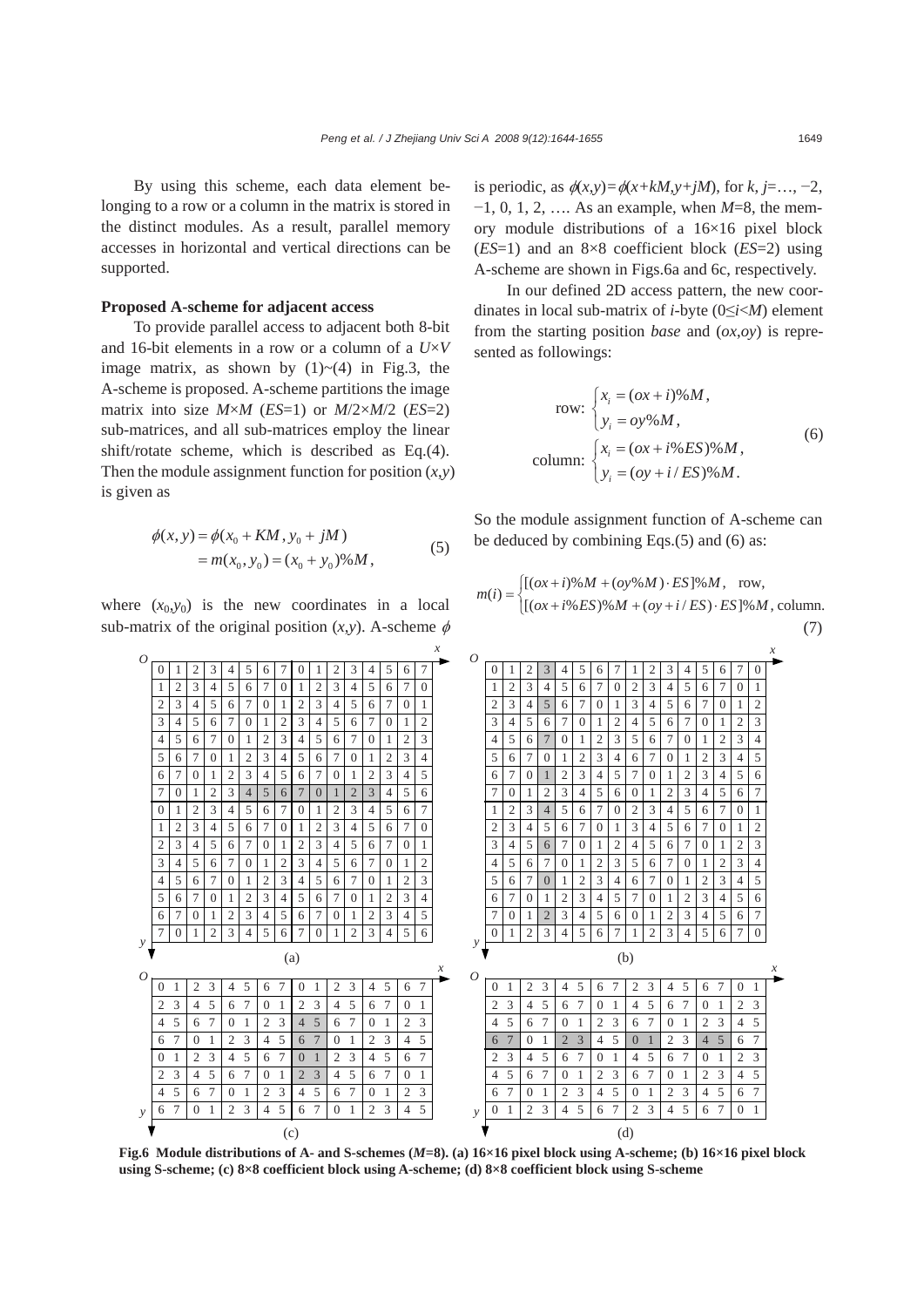By using this scheme, each data element belonging to a row or a column in the matrix is stored in the distinct modules. As a result, parallel memory accesses in horizontal and vertical directions can be supported.

### Proposed A-scheme for adjacent access

To provide parallel access to adjacent both 8-bit and 16-bit elements in a row or a column of a $U\times V$ image matrix, as shown by (1)~(4) in Fig.3, the A-scheme is proposed. A-scheme partitions the image matrix into size $M\times M$ ($ES$=1) or $M/2\times M/2$ ($ES$=2) sub-matrices, and all sub-matrices employ the linear shift/rotate scheme, which is described as Eq.(4). Then the module assignment function for position $(x,y)$ is given as

$$\begin{aligned}\phi(x,y)&=\phi(x_0+KM, y_0+jM)\\&=m(x_0,y_0)=(x_0+y_0)\%M,\end{aligned}\tag{5}$$

where $(x_0,y_0)$ is the new coordinates in a local sub-matrix of the original position $(x,y)$. A-scheme $\phi$ is periodic, as $\phi(x,y)=\phi(x+kM,y+jM)$, for $k, j=\ldots, -2, -1, 0, 1, 2, \ldots$. As an example, when $M$=8, the memory module distributions of a 16×16 pixel block ($ES$=1) and an 8×8 coefficient block ($ES$=2) using A-scheme are shown in Figs.6a and 6c, respectively.

In our defined 2D access pattern, the new coordinates in local sub-matrix of $i$-byte ($0\le i<M$) element from the starting position *base* and $(ox,oy)$ is represented as followings:

$$\text{row: }\begin{cases}x_i=(ox+i)\%M,\\ y_i=oy\%M,\end{cases}\qquad \text{column: }\begin{cases}x_i=(ox+i\%ES)\%M,\\ y_i=(oy+i/ES)\%M.\end{cases}\tag{6}$$

So the module assignment function of A-scheme can be deduced by combining Eqs.(5) and (6) as:

$$m(i)=\begin{cases}[(ox+i)\%M+(oy\%M)\cdot ES]\%M, & \text{row},\\ [(ox+i\%ES)\%M+(oy+i/ES)\cdot ES]\%M, & \text{column}.\end{cases}\tag{7}$$

(a)

| | | | | | | | | | | | | | | | |
|---|---|---|---|---|---|---|---|---|---|---|---|---|---|---|---|
| 0 | 1 | 2 | 3 | 4 | 5 | 6 | 7 | 0 | 1 | 2 | 3 | 4 | 5 | 6 | 7 |
| 1 | 2 | 3 | 4 | 5 | 6 | 7 | 0 | 1 | 2 | 3 | 4 | 5 | 6 | 7 | 0 |
| 2 | 3 | 4 | 5 | 6 | 7 | 0 | 1 | 2 | 3 | 4 | 5 | 6 | 7 | 0 | 1 |
| 3 | 4 | 5 | 6 | 7 | 0 | 1 | 2 | 3 | 4 | 5 | 6 | 7 | 0 | 1 | 2 |
| 4 | 5 | 6 | 7 | 0 | 1 | 2 | 3 | 4 | 5 | 6 | 7 | 0 | 1 | 2 | 3 |
| 5 | 6 | 7 | 0 | 1 | 2 | 3 | 4 | 5 | 6 | 7 | 0 | 1 | 2 | 3 | 4 |
| 6 | 7 | 0 | 1 | 2 | 3 | 4 | 5 | 6 | 7 | 0 | 1 | 2 | 3 | 4 | 5 |
| 7 | 0 | 1 | 2 | 3 | 4 | 5 | 6 | 7 | 0 | 1 | 2 | 3 | 4 | 5 | 6 |
| 0 | 1 | 2 | 3 | 4 | 5 | 6 | 7 | 0 | 1 | 2 | 3 | 4 | 5 | 6 | 7 |
| 1 | 2 | 3 | 4 | 5 | 6 | 7 | 0 | 1 | 2 | 3 | 4 | 5 | 6 | 7 | 0 |
| 2 | 3 | 4 | 5 | 6 | 7 | 0 | 1 | 2 | 3 | 4 | 5 | 6 | 7 | 0 | 1 |
| 3 | 4 | 5 | 6 | 7 | 0 | 1 | 2 | 3 | 4 | 5 | 6 | 7 | 0 | 1 | 2 |
| 4 | 5 | 6 | 7 | 0 | 1 | 2 | 3 | 4 | 5 | 6 | 7 | 0 | 1 | 2 | 3 |
| 5 | 6 | 7 | 0 | 1 | 2 | 3 | 4 | 5 | 6 | 7 | 0 | 1 | 2 | 3 | 4 |
| 6 | 7 | 0 | 1 | 2 | 3 | 4 | 5 | 6 | 7 | 0 | 1 | 2 | 3 | 4 | 5 |
| 7 | 0 | 1 | 2 | 3 | 4 | 5 | 6 | 7 | 0 | 1 | 2 | 3 | 4 | 5 | 6 |

(b)

| | | | | | | | | | | | | | | | |
|---|---|---|---|---|---|---|---|---|---|---|---|---|---|---|---|
| 0 | 1 | 2 | 3 | 4 | 5 | 6 | 7 | 1 | 2 | 3 | 4 | 5 | 6 | 7 | 0 |
| 1 | 2 | 3 | 4 | 5 | 6 | 7 | 0 | 2 | 3 | 4 | 5 | 6 | 7 | 0 | 1 |
| 2 | 3 | 4 | 5 | 6 | 7 | 0 | 1 | 3 | 4 | 5 | 6 | 7 | 0 | 1 | 2 |
| 3 | 4 | 5 | 6 | 7 | 0 | 1 | 2 | 4 | 5 | 6 | 7 | 0 | 1 | 2 | 3 |
| 4 | 5 | 6 | 7 | 0 | 1 | 2 | 3 | 5 | 6 | 7 | 0 | 1 | 2 | 3 | 4 |
| 5 | 6 | 7 | 0 | 1 | 2 | 3 | 4 | 6 | 7 | 0 | 1 | 2 | 3 | 4 | 5 |
| 6 | 7 | 0 | 1 | 2 | 3 | 4 | 5 | 7 | 0 | 1 | 2 | 3 | 4 | 5 | 6 |
| 7 | 0 | 1 | 2 | 3 | 4 | 5 | 6 | 0 | 1 | 2 | 3 | 4 | 5 | 6 | 7 |
| 1 | 2 | 3 | 4 | 5 | 6 | 7 | 0 | 2 | 3 | 4 | 5 | 6 | 7 | 0 | 1 |
| 2 | 3 | 4 | 5 | 6 | 7 | 0 | 1 | 3 | 4 | 5 | 6 | 7 | 0 | 1 | 2 |
| 3 | 4 | 5 | 6 | 7 | 0 | 1 | 2 | 4 | 5 | 6 | 7 | 0 | 1 | 2 | 3 |
| 4 | 5 | 6 | 7 | 0 | 1 | 2 | 3 | 5 | 6 | 7 | 0 | 1 | 2 | 3 | 4 |
| 5 | 6 | 7 | 0 | 1 | 2 | 3 | 4 | 6 | 7 | 0 | 1 | 2 | 3 | 4 | 5 |
| 6 | 7 | 0 | 1 | 2 | 3 | 4 | 5 | 7 | 0 | 1 | 2 | 3 | 4 | 5 | 6 |
| 7 | 0 | 1 | 2 | 3 | 4 | 5 | 6 | 0 | 1 | 2 | 3 | 4 | 5 | 6 | 7 |
| 0 | 1 | 2 | 3 | 4 | 5 | 6 | 7 | 1 | 2 | 3 | 4 | 5 | 6 | 7 | 0 |

(c)

| | | | | | | | | | | | | | | | |
|---|---|---|---|---|---|---|---|---|---|---|---|---|---|---|---|
| 0 | 1 | 2 | 3 | 4 | 5 | 6 | 7 | 0 | 1 | 2 | 3 | 4 | 5 | 6 | 7 |
| 2 | 3 | 4 | 5 | 6 | 7 | 0 | 1 | 2 | 3 | 4 | 5 | 6 | 7 | 0 | 1 |
| 4 | 5 | 6 | 7 | 0 | 1 | 2 | 3 | 4 | 5 | 6 | 7 | 0 | 1 | 2 | 3 |
| 6 | 7 | 0 | 1 | 2 | 3 | 4 | 5 | 6 | 7 | 0 | 1 | 2 | 3 | 4 | 5 |
| 0 | 1 | 2 | 3 | 4 | 5 | 6 | 7 | 0 | 1 | 2 | 3 | 4 | 5 | 6 | 7 |
| 2 | 3 | 4 | 5 | 6 | 7 | 0 | 1 | 2 | 3 | 4 | 5 | 6 | 7 | 0 | 1 |
| 4 | 5 | 6 | 7 | 0 | 1 | 2 | 3 | 4 | 5 | 6 | 7 | 0 | 1 | 2 | 3 |
| 6 | 7 | 0 | 1 | 2 | 3 | 4 | 5 | 6 | 7 | 0 | 1 | 2 | 3 | 4 | 5 |

(d)

| | | | | | | | | | | | | | | | |
|---|---|---|---|---|---|---|---|---|---|---|---|---|---|---|---|
| 0 | 1 | 2 | 3 | 4 | 5 | 6 | 7 | 2 | 3 | 4 | 5 | 6 | 7 | 0 | 1 |
| 2 | 3 | 4 | 5 | 6 | 7 | 0 | 1 | 4 | 5 | 6 | 7 | 0 | 1 | 2 | 3 |
| 4 | 5 | 6 | 7 | 0 | 1 | 2 | 3 | 6 | 7 | 0 | 1 | 2 | 3 | 4 | 5 |
| 6 | 7 | 0 | 1 | 2 | 3 | 4 | 5 | 0 | 1 | 2 | 3 | 4 | 5 | 6 | 7 |
| 2 | 3 | 4 | 5 | 6 | 7 | 0 | 1 | 4 | 5 | 6 | 7 | 0 | 1 | 2 | 3 |
| 4 | 5 | 6 | 7 | 0 | 1 | 2 | 3 | 6 | 7 | 0 | 1 | 2 | 3 | 4 | 5 |
| 6 | 7 | 0 | 1 | 2 | 3 | 4 | 5 | 0 | 1 | 2 | 3 | 4 | 5 | 6 | 7 |
| 0 | 1 | 2 | 3 | 4 | 5 | 6 | 7 | 2 | 3 | 4 | 5 | 6 | 7 | 0 | 1 |

**Fig.6 Module distributions of A- and S-schemes ($M$=8). (a) 16×16 pixel block using A-scheme; (b) 16×16 pixel block using S-scheme; (c) 8×8 coefficient block using A-scheme; (d) 8×8 coefficient block using S-scheme**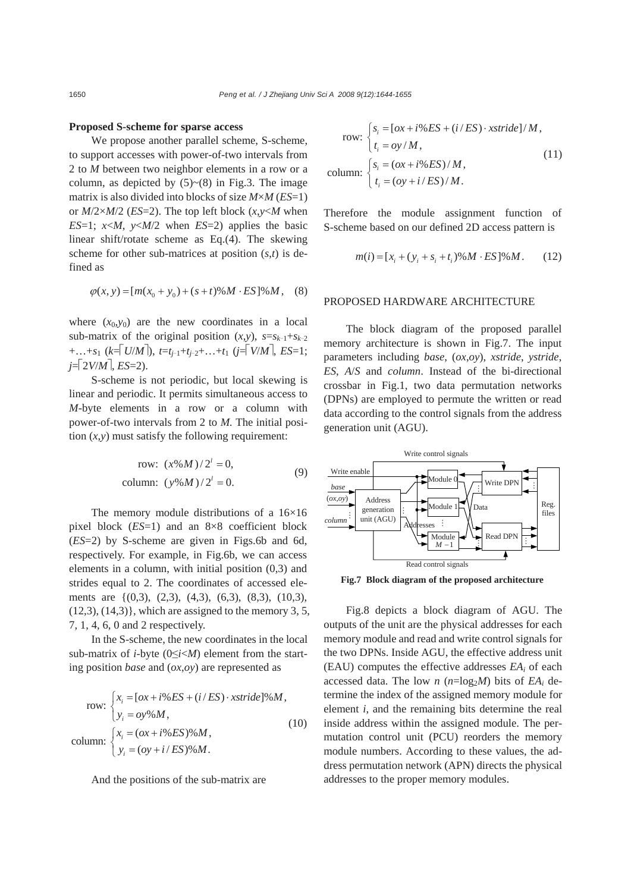**Proposed S-scheme for sparse access**

We propose another parallel scheme, S-scheme, to support accesses with power-of-two intervals from 2 to $M$ between two neighbor elements in a row or a column, as depicted by (5)~(8) in Fig.3. The image matrix is also divided into blocks of size $M\times M$ ($ES$=1) or $M/2\times M/2$ ($ES$=2). The top left block ($x,y<M$ when $ES$=1; $x<M$, $y<M/2$ when $ES$=2) applies the basic linear shift/rotate scheme as Eq.(4). The skewing scheme for other sub-matrices at position $(s,t)$ is defined as

$$\varphi(x,y)=[m(x_0+y_0)+(s+t)\%M\cdot ES]\%M, \quad (8)$$

where $(x_0,y_0)$ are the new coordinates in a local sub-matrix of the original position $(x,y)$, $s=s_{k-1}+s_{k-2}+\ldots+s_1$ ($k=\lceil U/M\rceil$), $t=t_{j-1}+t_{j-2}+\ldots+t_1$ ($j=\lceil V/M\rceil$, $ES$=1; $j=\lceil 2V/M\rceil$, $ES$=2).

S-scheme is not periodic, but local skewing is linear and periodic. It permits simultaneous access to $M$-byte elements in a row or a column with power-of-two intervals from 2 to $M$. The initial position $(x,y)$ must satisfy the following requirement:

$$\begin{aligned}&\text{row: } (x\%M)/2^l=0,\\&\text{column: } (y\%M)/2^l=0.\end{aligned} \quad (9)$$

The memory module distributions of a 16×16 pixel block ($ES$=1) and an 8×8 coefficient block ($ES$=2) by S-scheme are given in Figs.6b and 6d, respectively. For example, in Fig.6b, we can access elements in a column, with initial position (0,3) and strides equal to 2. The coordinates of accessed elements are {(0,3), (2,3), (4,3), (6,3), (8,3), (10,3), (12,3), (14,3)}, which are assigned to the memory 3, 5, 7, 1, 4, 6, 0 and 2 respectively.

In the S-scheme, the new coordinates in the local sub-matrix of $i$-byte ($0\le i<M$) element from the starting position *base* and $(ox,oy)$ are represented as

$$\begin{aligned}&\text{row: } \begin{cases}x_i=[ox+i\%ES+(i/ES)\cdot xstride]\%M,\\ y_i=oy\%M,\end{cases}\\&\text{column: } \begin{cases}x_i=(ox+i\%ES)\%M,\\ y_i=(oy+i/ES)\%M.\end{cases}\end{aligned} \quad (10)$$

And the positions of the sub-matrix are

$$\begin{aligned}&\text{row: } \begin{cases}s_i=[ox+i\%ES+(i/ES)\cdot xstride]/M,\\ t_i=oy/M,\end{cases}\\&\text{column: } \begin{cases}s_i=(ox+i\%ES)/M,\\ t_i=(oy+i/ES)/M.\end{cases}\end{aligned} \quad (11)$$

Therefore the module assignment function of S-scheme based on our defined 2D access pattern is

$$m(i)=[x_i+(y_i+s_i+t_i)\%M\cdot ES]\%M. \quad (12)$$

## PROPOSED HARDWARE ARCHITECTURE

The block diagram of the proposed parallel memory architecture is shown in Fig.7. The input parameters including *base*, $(ox,oy)$, *xstride*, *ystride*, *ES*, *A*/*S* and *column*. Instead of the bi-directional crossbar in Fig.1, two data permutation networks (DPNs) are employed to permute the written or read data according to the control signals from the address generation unit (AGU).

Fig.7 Block diagram of the proposed architecture

Fig.8 depicts a block diagram of AGU. The outputs of the unit are the physical addresses for each memory module and read and write control signals for the two DPNs. Inside AGU, the effective address unit (EAU) computes the effective addresses $EA_i$ of each accessed data. The low $n$ ($n=\log_2 M$) bits of $EA_i$ determine the index of the assigned memory module for element $i$, and the remaining bits determine the real inside address within the assigned module. The permutation control unit (PCU) reorders the memory module numbers. According to these values, the address permutation network (APN) directs the physical addresses to the proper memory modules.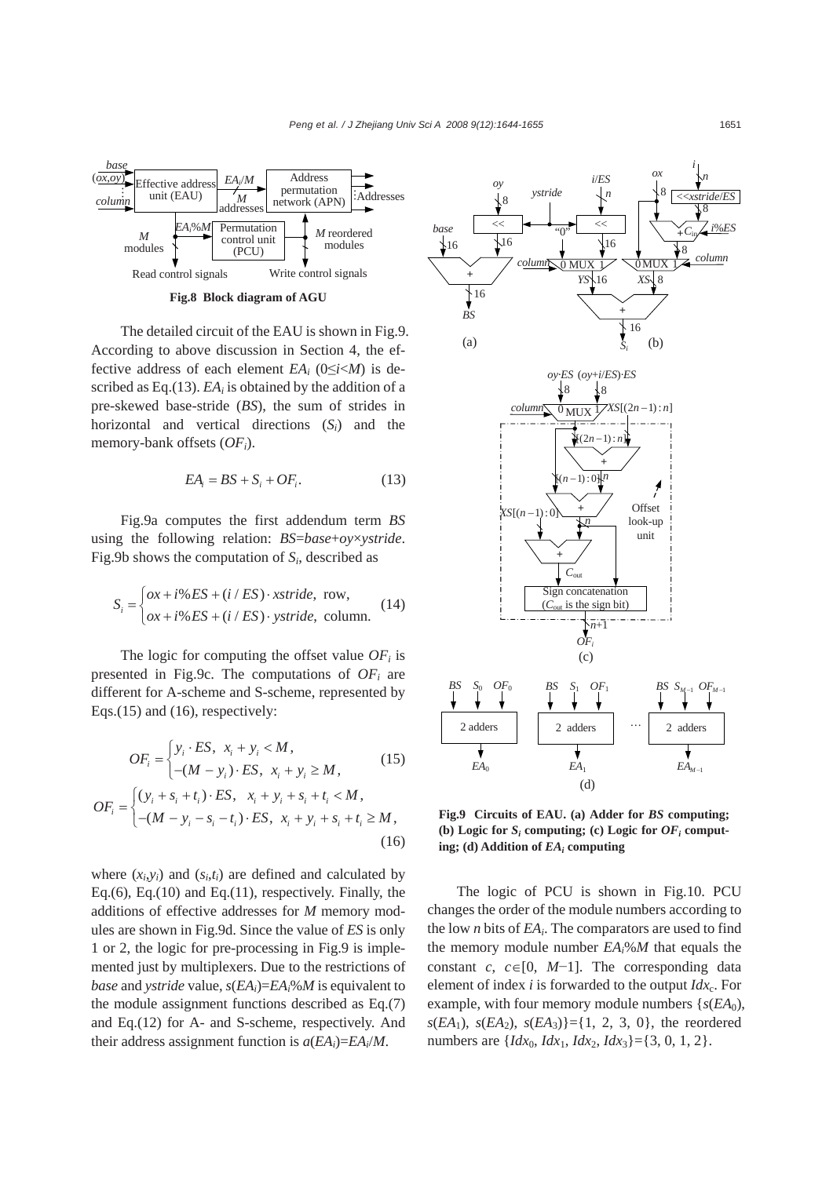**Fig.8 Block diagram of AGU**

The detailed circuit of the EAU is shown in Fig.9. According to above discussion in Section 4, the effective address of each element $EA_i$ ($0 \le i < M$) is described as Eq.(13). $EA_i$ is obtained by the addition of a pre-skewed base-stride ($BS$), the sum of strides in horizontal and vertical directions ($S_i$) and the memory-bank offsets ($OF_i$).

$$EA_i = BS + S_i + OF_i. \tag{13}$$

Fig.9a computes the first addendum term $BS$ using the following relation: $BS=base+oy\times ystride$. Fig.9b shows the computation of $S_i$, described as

$$S_i = \begin{cases} ox + i\%ES + (i/ES)\cdot xstride, & \text{row}, \\ ox + i\%ES + (i/ES)\cdot ystride, & \text{column}. \end{cases} \tag{14}$$

The logic for computing the offset value $OF_i$ is presented in Fig.9c. The computations of $OF_i$ are different for A-scheme and S-scheme, represented by Eqs.(15) and (16), respectively:

$$OF_i = \begin{cases} y_i \cdot ES, & x_i + y_i < M, \\ -(M - y_i)\cdot ES, & x_i + y_i \ge M, \end{cases} \tag{15}$$

$$OF_i = \begin{cases} (y_i + s_i + t_i)\cdot ES, & x_i + y_i + s_i + t_i < M, \\ -(M - y_i - s_i - t_i)\cdot ES, & x_i + y_i + s_i + t_i \ge M, \end{cases} \tag{16}$$

where ($x_i$,$y_i$) and ($s_i$,$t_i$) are defined and calculated by Eq.(6), Eq.(10) and Eq.(11), respectively. Finally, the additions of effective addresses for $M$ memory modules are shown in Fig.9d. Since the value of $ES$ is only 1 or 2, the logic for pre-processing in Fig.9 is implemented just by multiplexers. Due to the restrictions of $base$ and $ystride$ value, $s(EA_i)=EA_i\%M$ is equivalent to the module assignment functions described as Eq.(7) and Eq.(12) for A- and S-scheme, respectively. And their address assignment function is $a(EA_i)=EA_i/M$.

**Fig.9 Circuits of EAU. (a) Adder for $BS$ computing; (b) Logic for $S_i$ computing; (c) Logic for $OF_i$ computing; (d) Addition of $EA_i$ computing**

The logic of PCU is shown in Fig.10. PCU changes the order of the module numbers according to the low $n$ bits of $EA_i$. The comparators are used to find the memory module number $EA_i\%M$ that equals the constant $c$, $c\in[0, M-1]$. The corresponding data element of index $i$ is forwarded to the output $Idx_c$. For example, with four memory module numbers $\{s(EA_0), s(EA_1), s(EA_2), s(EA_3)\}=\{1, 2, 3, 0\}$, the reordered numbers are $\{Idx_0, Idx_1, Idx_2, Idx_3\}=\{3, 0, 1, 2\}$.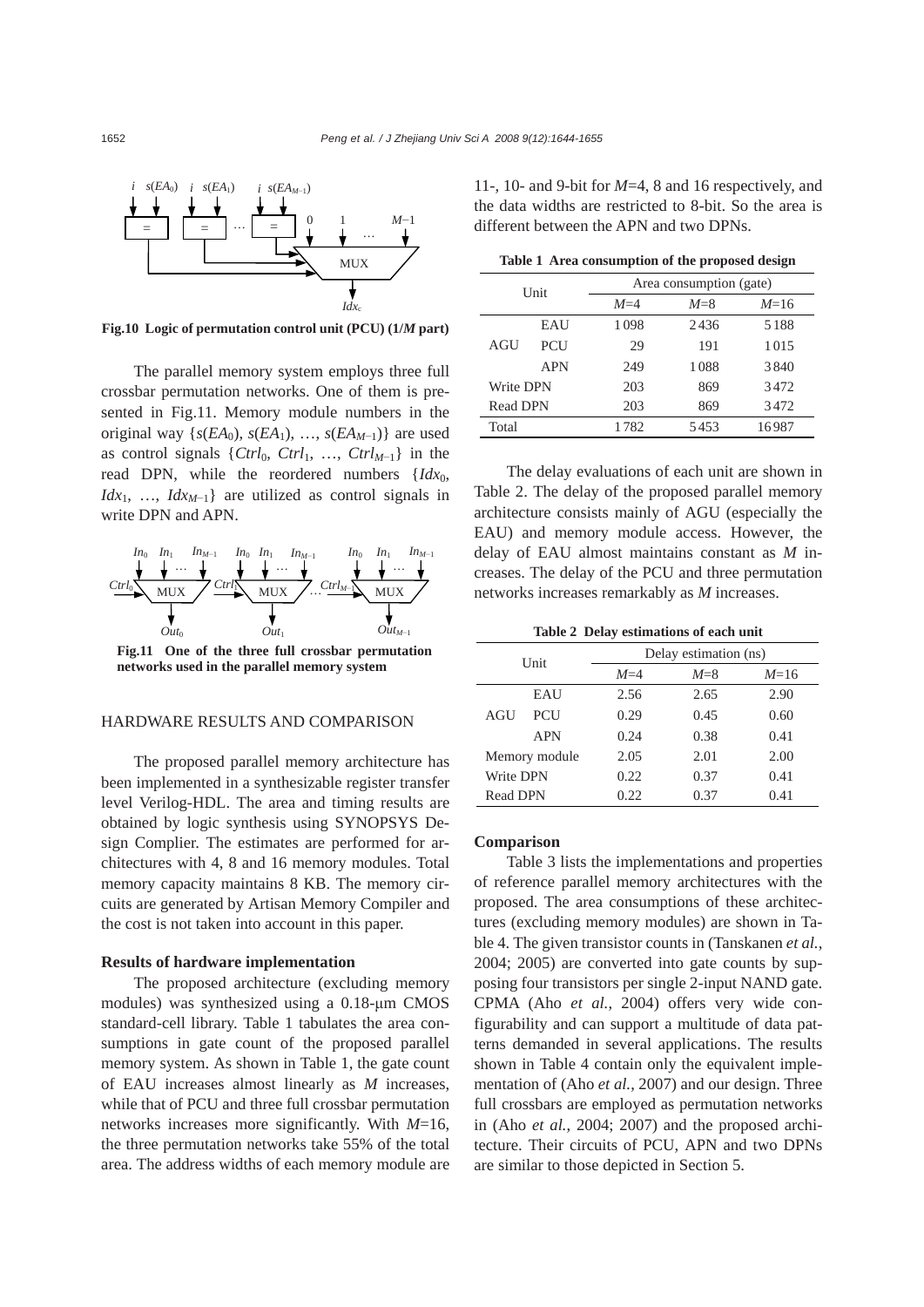**Fig.10 Logic of permutation control unit (PCU) (1/*M* part)**

The parallel memory system employs three full crossbar permutation networks. One of them is presented in Fig.11. Memory module numbers in the original way $\{s(EA_0), s(EA_1), \ldots, s(EA_{M-1})\}$ are used as control signals $\{Ctrl_0, Ctrl_1, \ldots, Ctrl_{M-1}\}$ in the read DPN, while the reordered numbers $\{Idx_0, Idx_1, \ldots, Idx_{M-1}\}$ are utilized as control signals in write DPN and APN.

**Fig.11 One of the three full crossbar permutation networks used in the parallel memory system**

## HARDWARE RESULTS AND COMPARISON

The proposed parallel memory architecture has been implemented in a synthesizable register transfer level Verilog-HDL. The area and timing results are obtained by logic synthesis using SYNOPSYS Design Complier. The estimates are performed for architectures with 4, 8 and 16 memory modules. Total memory capacity maintains 8 KB. The memory circuits are generated by Artisan Memory Compiler and the cost is not taken into account in this paper.

### Results of hardware implementation

The proposed architecture (excluding memory modules) was synthesized using a 0.18-μm CMOS standard-cell library. Table 1 tabulates the area consumptions in gate count of the proposed parallel memory system. As shown in Table 1, the gate count of EAU increases almost linearly as *M* increases, while that of PCU and three full crossbar permutation networks increases more significantly. With *M*=16, the three permutation networks take 55% of the total area. The address widths of each memory module are 11-, 10- and 9-bit for *M*=4, 8 and 16 respectively, and the data widths are restricted to 8-bit. So the area is different between the APN and two DPNs.

**Table 1 Area consumption of the proposed design**

| Unit | | Area consumption (gate) | | |
|---|---|---|---|---|
| | | *M*=4 | *M*=8 | *M*=16 |
| AGU | EAU | 1098 | 2436 | 5188 |
| | PCU | 29 | 191 | 1015 |
| | APN | 249 | 1088 | 3840 |
| Write DPN | | 203 | 869 | 3472 |
| Read DPN | | 203 | 869 | 3472 |
| Total | | 1782 | 5453 | 16987 |

The delay evaluations of each unit are shown in Table 2. The delay of the proposed parallel memory architecture consists mainly of AGU (especially the EAU) and memory module access. However, the delay of EAU almost maintains constant as *M* increases. The delay of the PCU and three permutation networks increases remarkably as *M* increases.

**Table 2 Delay estimations of each unit**

| Unit | | Delay estimation (ns) | | |
|---|---|---|---|---|
| | | *M*=4 | *M*=8 | *M*=16 |
| AGU | EAU | 2.56 | 2.65 | 2.90 |
| | PCU | 0.29 | 0.45 | 0.60 |
| | APN | 0.24 | 0.38 | 0.41 |
| Memory module | | 2.05 | 2.01 | 2.00 |
| Write DPN | | 0.22 | 0.37 | 0.41 |
| Read DPN | | 0.22 | 0.37 | 0.41 |

### Comparison

Table 3 lists the implementations and properties of reference parallel memory architectures with the proposed. The area consumptions of these architectures (excluding memory modules) are shown in Table 4. The given transistor counts in (Tanskanen *et al.*, 2004; 2005) are converted into gate counts by supposing four transistors per single 2-input NAND gate. CPMA (Aho *et al.*, 2004) offers very wide configurability and can support a multitude of data patterns demanded in several applications. The results shown in Table 4 contain only the equivalent implementation of (Aho *et al.*, 2007) and our design. Three full crossbars are employed as permutation networks in (Aho *et al.*, 2004; 2007) and the proposed architecture. Their circuits of PCU, APN and two DPNs are similar to those depicted in Section 5.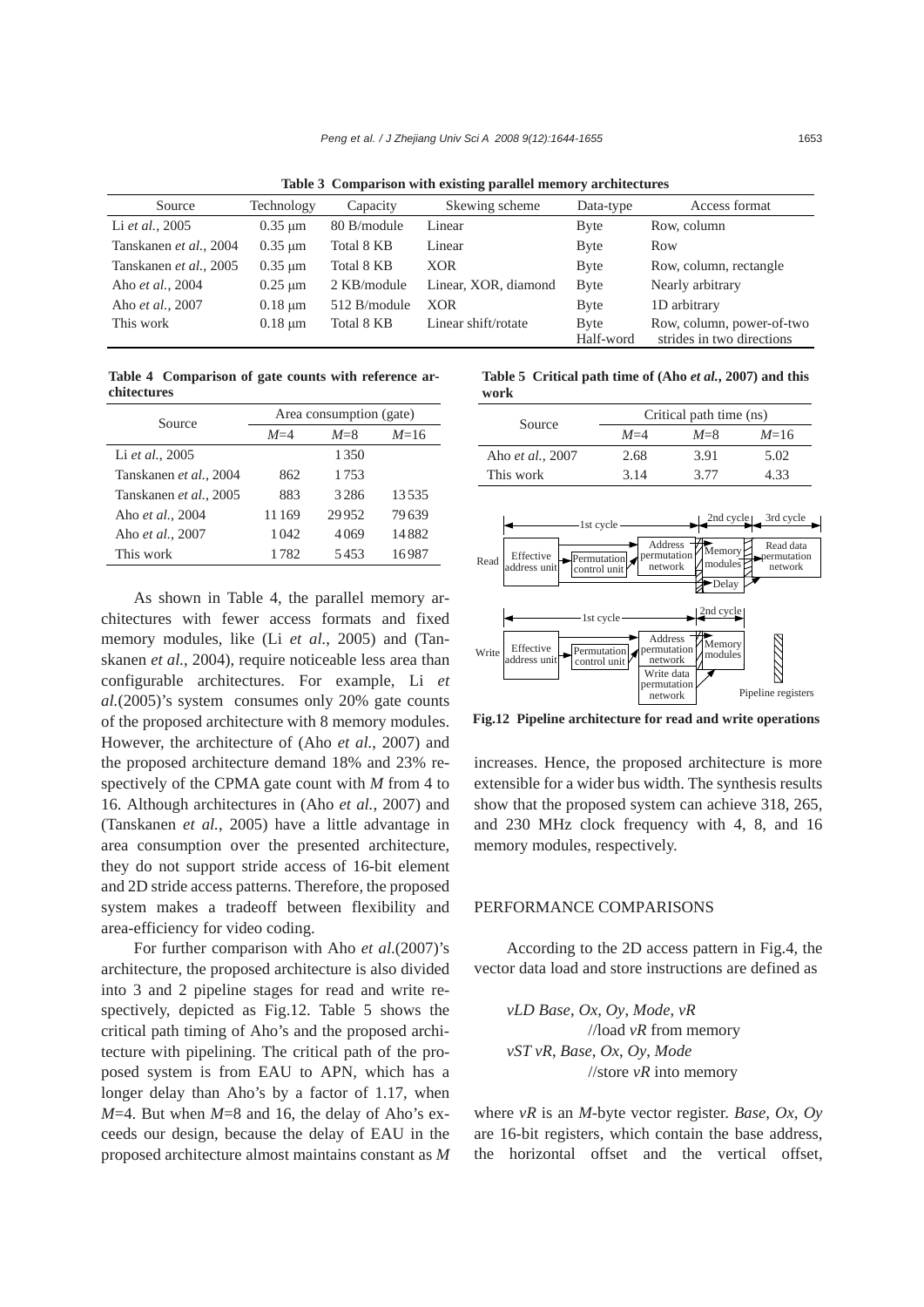**Table 3 Comparison with existing parallel memory architectures**

| Source | Technology | Capacity | Skewing scheme | Data-type | Access format |
|---|---|---|---|---|---|
| Li *et al.*, 2005 | 0.35 μm | 80 B/module | Linear | Byte | Row, column |
| Tanskanen *et al.*, 2004 | 0.35 μm | Total 8 KB | Linear | Byte | Row |
| Tanskanen *et al.*, 2005 | 0.35 μm | Total 8 KB | XOR | Byte | Row, column, rectangle |
| Aho *et al.*, 2004 | 0.25 μm | 2 KB/module | Linear, XOR, diamond | Byte | Nearly arbitrary |
| Aho *et al.*, 2007 | 0.18 μm | 512 B/module | XOR | Byte | 1D arbitrary |
| This work | 0.18 μm | Total 8 KB | Linear shift/rotate | Byte Half-word | Row, column, power-of-two strides in two directions |

**Table 4 Comparison of gate counts with reference architectures**

| Source | Area consumption (gate) | | |
|---|---|---|---|
| | $M$=4 | $M$=8 | $M$=16 |
| Li *et al.*, 2005 | | 1350 | |
| Tanskanen *et al.*, 2004 | 862 | 1753 | |
| Tanskanen *et al.*, 2005 | 883 | 3286 | 13535 |
| Aho *et al.*, 2004 | 11169 | 29952 | 79639 |
| Aho *et al.*, 2007 | 1042 | 4069 | 14882 |
| This work | 1782 | 5453 | 16987 |

As shown in Table 4, the parallel memory architectures with fewer access formats and fixed memory modules, like (Li *et al.*, 2005) and (Tanskanen *et al.*, 2004), require noticeable less area than configurable architectures. For example, Li *et al.*(2005)'s system consumes only 20% gate counts of the proposed architecture with 8 memory modules. However, the architecture of (Aho *et al.*, 2007) and the proposed architecture demand 18% and 23% respectively of the CPMA gate count with $M$ from 4 to 16. Although architectures in (Aho *et al.*, 2007) and (Tanskanen *et al.*, 2005) have a little advantage in area consumption over the presented architecture, they do not support stride access of 16-bit element and 2D stride access patterns. Therefore, the proposed system makes a tradeoff between flexibility and area-efficiency for video coding.

For further comparison with Aho *et al.*(2007)'s architecture, the proposed architecture is also divided into 3 and 2 pipeline stages for read and write respectively, depicted as Fig.12. Table 5 shows the critical path timing of Aho's and the proposed architecture with pipelining. The critical path of the proposed system is from EAU to APN, which has a longer delay than Aho's by a factor of 1.17, when $M$=4. But when $M$=8 and 16, the delay of Aho's exceeds our design, because the delay of EAU in the proposed architecture almost maintains constant as $M$ increases. Hence, the proposed architecture is more extensible for a wider bus width. The synthesis results show that the proposed system can achieve 318, 265, and 230 MHz clock frequency with 4, 8, and 16 memory modules, respectively.

**Table 5 Critical path time of (Aho *et al.*, 2007) and this work**

| Source | Critical path time (ns) | | |
|---|---|---|---|
| | $M$=4 | $M$=8 | $M$=16 |
| Aho *et al.*, 2007 | 2.68 | 3.91 | 5.02 |
| This work | 3.14 | 3.77 | 4.33 |

**Fig.12 Pipeline architecture for read and write operations**

## PERFORMANCE COMPARISONS

According to the 2D access pattern in Fig.4, the vector data load and store instructions are defined as

*vLD Base*, *Ox*, *Oy*, *Mode*, *vR*
    //load *vR* from memory
*vST vR*, *Base*, *Ox*, *Oy*, *Mode*
    //store *vR* into memory

where *vR* is an $M$-byte vector register. *Base*, *Ox*, *Oy* are 16-bit registers, which contain the base address, the horizontal offset and the vertical offset,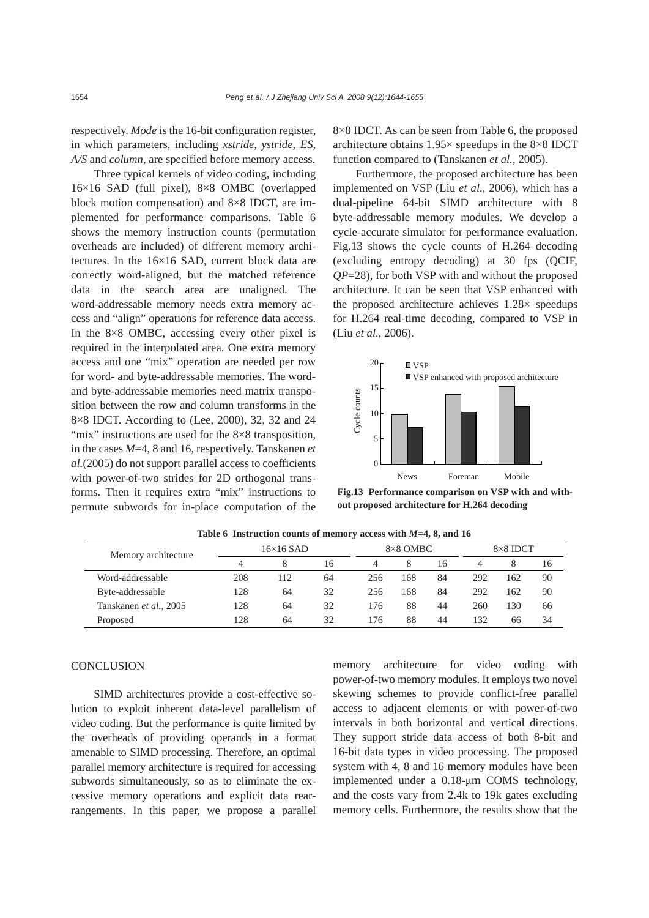respectively. *Mode* is the 16-bit configuration register, in which parameters, including *xstride*, *ystride*, *ES*, *A/S* and *column*, are specified before memory access.

Three typical kernels of video coding, including 16×16 SAD (full pixel), 8×8 OMBC (overlapped block motion compensation) and 8×8 IDCT, are implemented for performance comparisons. Table 6 shows the memory instruction counts (permutation overheads are included) of different memory architectures. In the 16×16 SAD, current block data are correctly word-aligned, but the matched reference data in the search area are unaligned. The word-addressable memory needs extra memory access and "align" operations for reference data access. In the 8×8 OMBC, accessing every other pixel is required in the interpolated area. One extra memory access and one "mix" operation are needed per row for word- and byte-addressable memories. The word- and byte-addressable memories need matrix transposition between the row and column transforms in the 8×8 IDCT. According to (Lee, 2000), 32, 32 and 24 "mix" instructions are used for the 8×8 transposition, in the cases $M$=4, 8 and 16, respectively. Tanskanen *et al.*(2005) do not support parallel access to coefficients with power-of-two strides for 2D orthogonal transforms. Then it requires extra "mix" instructions to permute subwords for in-place computation of the 8×8 IDCT. As can be seen from Table 6, the proposed architecture obtains 1.95× speedups in the 8×8 IDCT function compared to (Tanskanen *et al.*, 2005).

Furthermore, the proposed architecture has been implemented on VSP (Liu *et al.*, 2006), which has a dual-pipeline 64-bit SIMD architecture with 8 byte-addressable memory modules. We develop a cycle-accurate simulator for performance evaluation. Fig.13 shows the cycle counts of H.264 decoding (excluding entropy decoding) at 30 fps (QCIF, *QP*=28), for both VSP with and without the proposed architecture. It can be seen that VSP enhanced with the proposed architecture achieves 1.28× speedups for H.264 real-time decoding, compared to VSP in (Liu *et al.*, 2006).

**Fig.13 Performance comparison on VSP with and without proposed architecture for H.264 decoding**

**Table 6 Instruction counts of memory access with $M$=4, 8, and 16**

| Memory architecture | 16×16 SAD | | | 8×8 OMBC | | | 8×8 IDCT | | |
|---|---|---|---|---|---|---|---|---|---|
| | 4 | 8 | 16 | 4 | 8 | 16 | 4 | 8 | 16 |
| Word-addressable | 208 | 112 | 64 | 256 | 168 | 84 | 292 | 162 | 90 |
| Byte-addressable | 128 | 64 | 32 | 256 | 168 | 84 | 292 | 162 | 90 |
| Tanskanen *et al.*, 2005 | 128 | 64 | 32 | 176 | 88 | 44 | 260 | 130 | 66 |
| Proposed | 128 | 64 | 32 | 176 | 88 | 44 | 132 | 66 | 34 |

## CONCLUSION

SIMD architectures provide a cost-effective solution to exploit inherent data-level parallelism of video coding. But the performance is quite limited by the overheads of providing operands in a format amenable to SIMD processing. Therefore, an optimal parallel memory architecture is required for accessing subwords simultaneously, so as to eliminate the excessive memory operations and explicit data rearrangements. In this paper, we propose a parallel memory architecture for video coding with power-of-two memory modules. It employs two novel skewing schemes to provide conflict-free parallel access to adjacent elements or with power-of-two intervals in both horizontal and vertical directions. They support stride data access of both 8-bit and 16-bit data types in video processing. The proposed system with 4, 8 and 16 memory modules have been implemented under a 0.18-μm COMS technology, and the costs vary from 2.4k to 19k gates excluding memory cells. Furthermore, the results show that the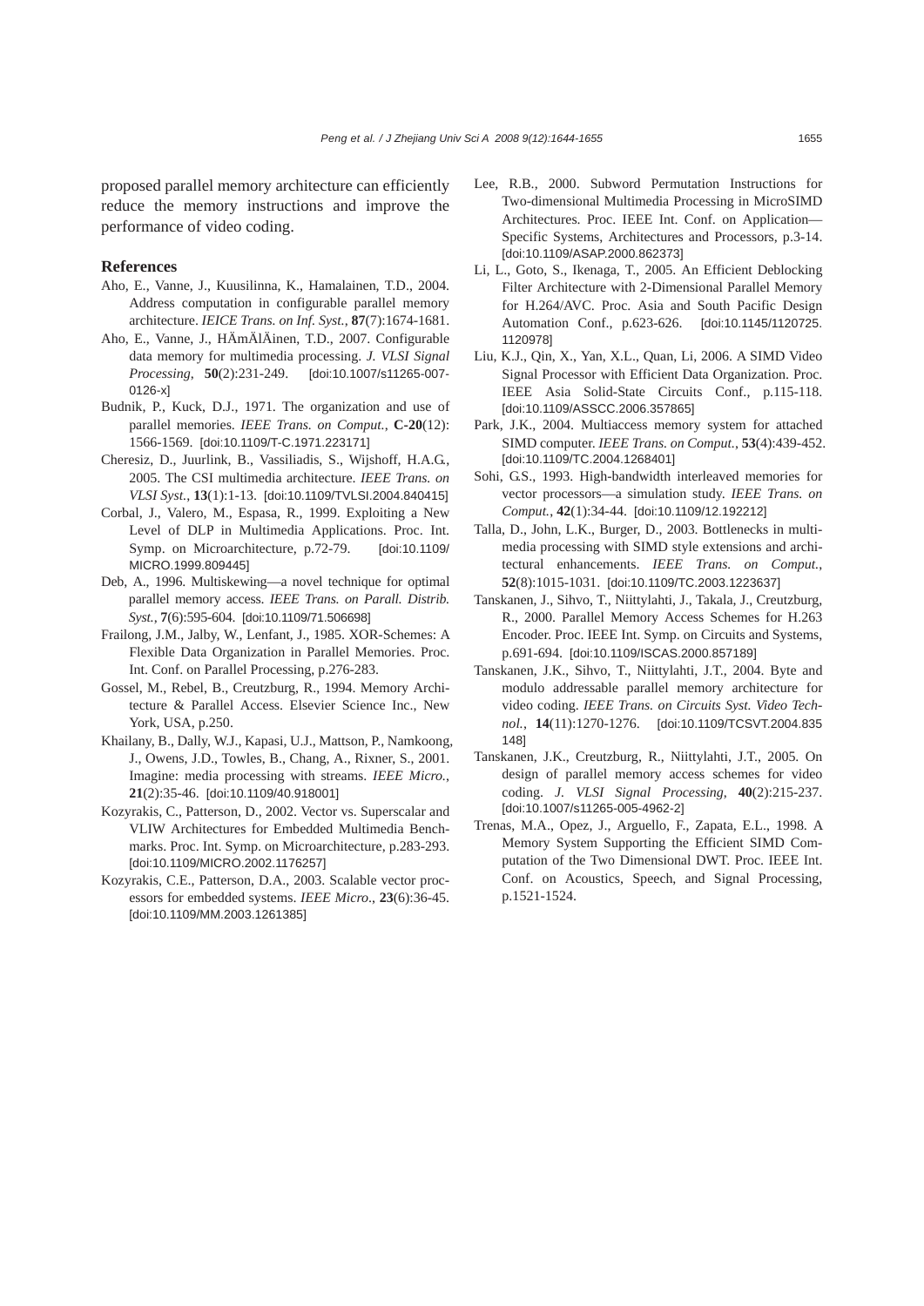proposed parallel memory architecture can efficiently reduce the memory instructions and improve the performance of video coding.

## References

Aho, E., Vanne, J., Kuusilinna, K., Hamalainen, T.D., 2004. Address computation in configurable parallel memory architecture. *IEICE Trans. on Inf. Syst.*, **87**(7):1674-1681.

Aho, E., Vanne, J., HÄmÄlÄinen, T.D., 2007. Configurable data memory for multimedia processing. *J. VLSI Signal Processing*, **50**(2):231-249. [doi:10.1007/s11265-007-0126-x]

Budnik, P., Kuck, D.J., 1971. The organization and use of parallel memories. *IEEE Trans. on Comput.*, **C-20**(12): 1566-1569. [doi:10.1109/T-C.1971.223171]

Cheresiz, D., Juurlink, B., Vassiliadis, S., Wijshoff, H.A.G., 2005. The CSI multimedia architecture. *IEEE Trans. on VLSI Syst.*, **13**(1):1-13. [doi:10.1109/TVLSI.2004.840415]

Corbal, J., Valero, M., Espasa, R., 1999. Exploiting a New Level of DLP in Multimedia Applications. Proc. Int. Symp. on Microarchitecture, p.72-79. [doi:10.1109/MICRO.1999.809445]

Deb, A., 1996. Multiskewing—a novel technique for optimal parallel memory access. *IEEE Trans. on Parall. Distrib. Syst.*, **7**(6):595-604. [doi:10.1109/71.506698]

Frailong, J.M., Jalby, W., Lenfant, J., 1985. XOR-Schemes: A Flexible Data Organization in Parallel Memories. Proc. Int. Conf. on Parallel Processing, p.276-283.

Gossel, M., Rebel, B., Creutzburg, R., 1994. Memory Architecture & Parallel Access. Elsevier Science Inc., New York, USA, p.250.

Khailany, B., Dally, W.J., Kapasi, U.J., Mattson, P., Namkoong, J., Owens, J.D., Towles, B., Chang, A., Rixner, S., 2001. Imagine: media processing with streams. *IEEE Micro.*, **21**(2):35-46. [doi:10.1109/40.918001]

Kozyrakis, C., Patterson, D., 2002. Vector vs. Superscalar and VLIW Architectures for Embedded Multimedia Benchmarks. Proc. Int. Symp. on Microarchitecture, p.283-293. [doi:10.1109/MICRO.2002.1176257]

Kozyrakis, C.E., Patterson, D.A., 2003. Scalable vector processors for embedded systems. *IEEE Micro.*, **23**(6):36-45. [doi:10.1109/MM.2003.1261385]

Lee, R.B., 2000. Subword Permutation Instructions for Two-dimensional Multimedia Processing in MicroSIMD Architectures. Proc. IEEE Int. Conf. on Application—Specific Systems, Architectures and Processors, p.3-14. [doi:10.1109/ASAP.2000.862373]

Li, L., Goto, S., Ikenaga, T., 2005. An Efficient Deblocking Filter Architecture with 2-Dimensional Parallel Memory for H.264/AVC. Proc. Asia and South Pacific Design Automation Conf., p.623-626. [doi:10.1145/1120725.1120978]

Liu, K.J., Qin, X., Yan, X.L., Quan, Li, 2006. A SIMD Video Signal Processor with Efficient Data Organization. Proc. IEEE Asia Solid-State Circuits Conf., p.115-118. [doi:10.1109/ASSCC.2006.357865]

Park, J.K., 2004. Multiaccess memory system for attached SIMD computer. *IEEE Trans. on Comput.*, **53**(4):439-452. [doi:10.1109/TC.2004.1268401]

Sohi, G.S., 1993. High-bandwidth interleaved memories for vector processors—a simulation study. *IEEE Trans. on Comput.*, **42**(1):34-44. [doi:10.1109/12.192212]

Talla, D., John, L.K., Burger, D., 2003. Bottlenecks in multimedia processing with SIMD style extensions and architectural enhancements. *IEEE Trans. on Comput.*, **52**(8):1015-1031. [doi:10.1109/TC.2003.1223637]

Tanskanen, J., Sihvo, T., Niittylahti, J., Takala, J., Creutzburg, R., 2000. Parallel Memory Access Schemes for H.263 Encoder. Proc. IEEE Int. Symp. on Circuits and Systems, p.691-694. [doi:10.1109/ISCAS.2000.857189]

Tanskanen, J.K., Sihvo, T., Niittylahti, J.T., 2004. Byte and modulo addressable parallel memory architecture for video coding. *IEEE Trans. on Circuits Syst. Video Technol.*, **14**(11):1270-1276. [doi:10.1109/TCSVT.2004.835148]

Tanskanen, J.K., Creutzburg, R., Niittylahti, J.T., 2005. On design of parallel memory access schemes for video coding. *J. VLSI Signal Processing*, **40**(2):215-237. [doi:10.1007/s11265-005-4962-2]

Trenas, M.A., Opez, J., Arguello, F., Zapata, E.L., 1998. A Memory System Supporting the Efficient SIMD Computation of the Two Dimensional DWT. Proc. IEEE Int. Conf. on Acoustics, Speech, and Signal Processing, p.1521-1524.